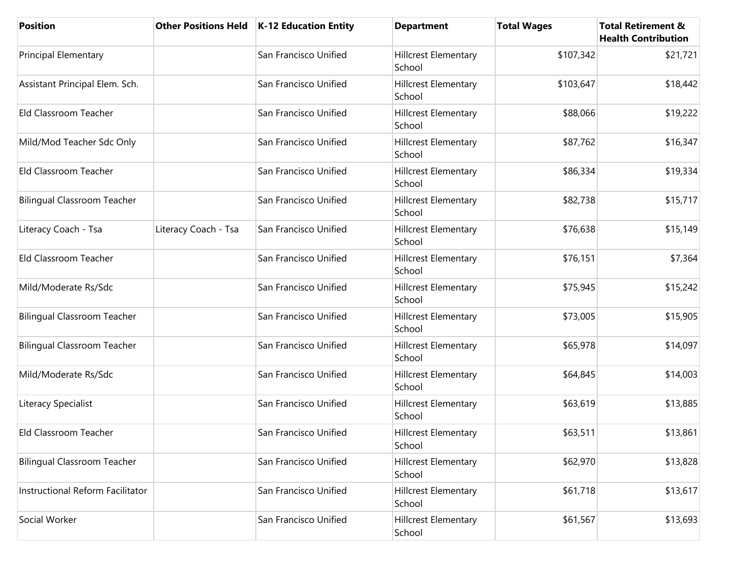| Position | Other Positions Held | K-12 Education Entity | Department | Total Wages | Total Retirement & Health Contribution |
|---|---|---|---|---|---|
| Principal Elementary | | San Francisco Unified | Hillcrest Elementary School | $107,342 | $21,721 |
| Assistant Principal Elem. Sch. | | San Francisco Unified | Hillcrest Elementary School | $103,647 | $18,442 |
| Eld Classroom Teacher | | San Francisco Unified | Hillcrest Elementary School | $88,066 | $19,222 |
| Mild/Mod Teacher Sdc Only | | San Francisco Unified | Hillcrest Elementary School | $87,762 | $16,347 |
| Eld Classroom Teacher | | San Francisco Unified | Hillcrest Elementary School | $86,334 | $19,334 |
| Bilingual Classroom Teacher | | San Francisco Unified | Hillcrest Elementary School | $82,738 | $15,717 |
| Literacy Coach - Tsa | Literacy Coach - Tsa | San Francisco Unified | Hillcrest Elementary School | $76,638 | $15,149 |
| Eld Classroom Teacher | | San Francisco Unified | Hillcrest Elementary School | $76,151 | $7,364 |
| Mild/Moderate Rs/Sdc | | San Francisco Unified | Hillcrest Elementary School | $75,945 | $15,242 |
| Bilingual Classroom Teacher | | San Francisco Unified | Hillcrest Elementary School | $73,005 | $15,905 |
| Bilingual Classroom Teacher | | San Francisco Unified | Hillcrest Elementary School | $65,978 | $14,097 |
| Mild/Moderate Rs/Sdc | | San Francisco Unified | Hillcrest Elementary School | $64,845 | $14,003 |
| Literacy Specialist | | San Francisco Unified | Hillcrest Elementary School | $63,619 | $13,885 |
| Eld Classroom Teacher | | San Francisco Unified | Hillcrest Elementary School | $63,511 | $13,861 |
| Bilingual Classroom Teacher | | San Francisco Unified | Hillcrest Elementary School | $62,970 | $13,828 |
| Instructional Reform Facilitator | | San Francisco Unified | Hillcrest Elementary School | $61,718 | $13,617 |
| Social Worker | | San Francisco Unified | Hillcrest Elementary School | $61,567 | $13,693 |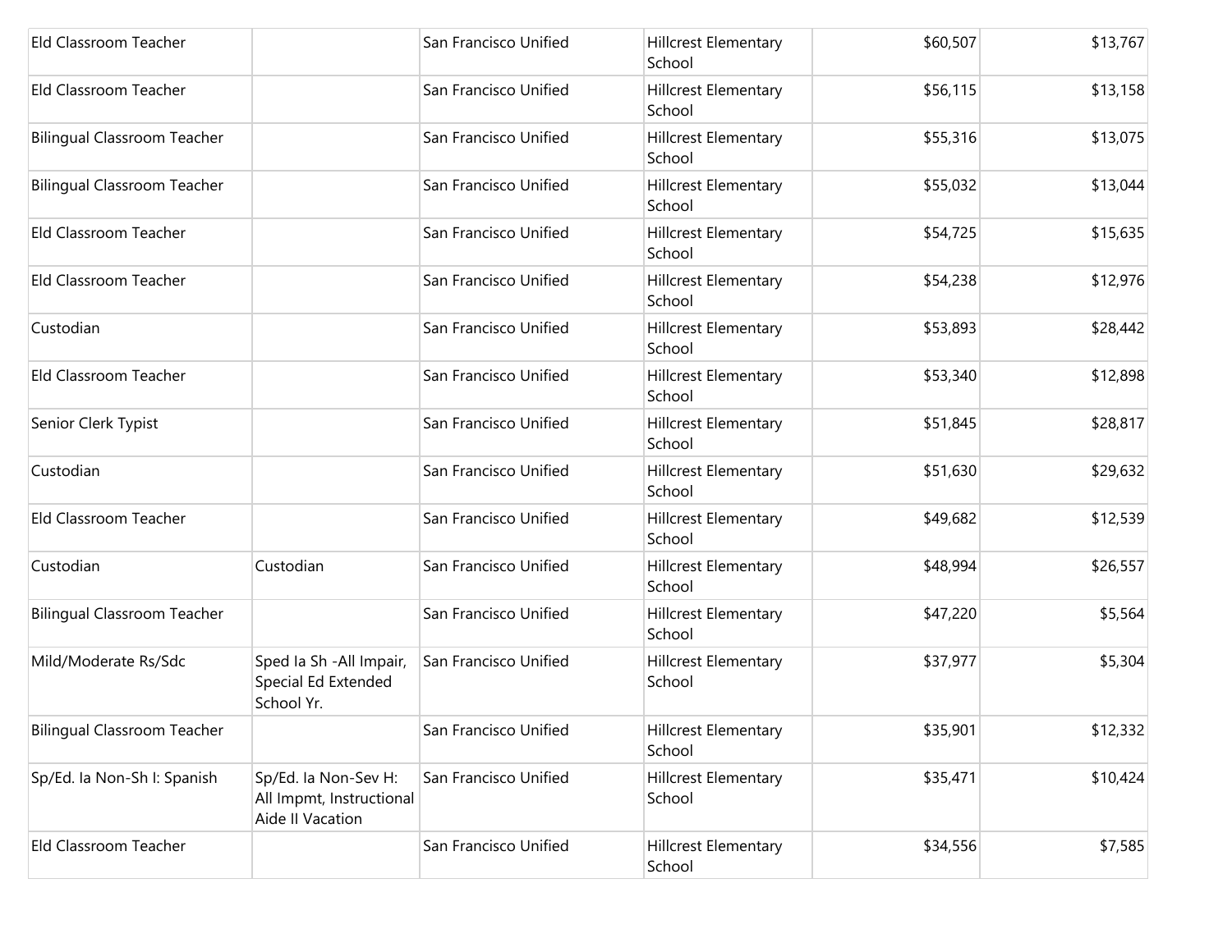| | | | | | |
|---|---|---|---|---|---|
| Eld Classroom Teacher | | San Francisco Unified | Hillcrest Elementary School | $60,507 | $13,767 |
| Eld Classroom Teacher | | San Francisco Unified | Hillcrest Elementary School | $56,115 | $13,158 |
| Bilingual Classroom Teacher | | San Francisco Unified | Hillcrest Elementary School | $55,316 | $13,075 |
| Bilingual Classroom Teacher | | San Francisco Unified | Hillcrest Elementary School | $55,032 | $13,044 |
| Eld Classroom Teacher | | San Francisco Unified | Hillcrest Elementary School | $54,725 | $15,635 |
| Eld Classroom Teacher | | San Francisco Unified | Hillcrest Elementary School | $54,238 | $12,976 |
| Custodian | | San Francisco Unified | Hillcrest Elementary School | $53,893 | $28,442 |
| Eld Classroom Teacher | | San Francisco Unified | Hillcrest Elementary School | $53,340 | $12,898 |
| Senior Clerk Typist | | San Francisco Unified | Hillcrest Elementary School | $51,845 | $28,817 |
| Custodian | | San Francisco Unified | Hillcrest Elementary School | $51,630 | $29,632 |
| Eld Classroom Teacher | | San Francisco Unified | Hillcrest Elementary School | $49,682 | $12,539 |
| Custodian | Custodian | San Francisco Unified | Hillcrest Elementary School | $48,994 | $26,557 |
| Bilingual Classroom Teacher | | San Francisco Unified | Hillcrest Elementary School | $47,220 | $5,564 |
| Mild/Moderate Rs/Sdc | Sped Ia Sh -All Impair, Special Ed Extended School Yr. | San Francisco Unified | Hillcrest Elementary School | $37,977 | $5,304 |
| Bilingual Classroom Teacher | | San Francisco Unified | Hillcrest Elementary School | $35,901 | $12,332 |
| Sp/Ed. Ia Non-Sh I: Spanish | Sp/Ed. Ia Non-Sev H: All Impmt, Instructional Aide II Vacation | San Francisco Unified | Hillcrest Elementary School | $35,471 | $10,424 |
| Eld Classroom Teacher | | San Francisco Unified | Hillcrest Elementary School | $34,556 | $7,585 |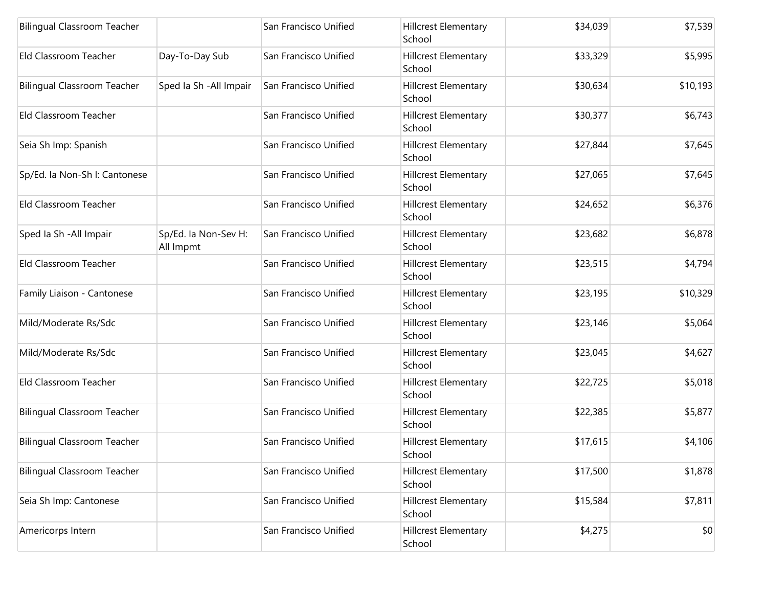| | | | | | |
|---|---|---|---|---|---|
| Bilingual Classroom Teacher | | San Francisco Unified | Hillcrest Elementary School | $34,039 | $7,539 |
| Eld Classroom Teacher | Day-To-Day Sub | San Francisco Unified | Hillcrest Elementary School | $33,329 | $5,995 |
| Bilingual Classroom Teacher | Sped Ia Sh -All Impair | San Francisco Unified | Hillcrest Elementary School | $30,634 | $10,193 |
| Eld Classroom Teacher | | San Francisco Unified | Hillcrest Elementary School | $30,377 | $6,743 |
| Seia Sh Imp: Spanish | | San Francisco Unified | Hillcrest Elementary School | $27,844 | $7,645 |
| Sp/Ed. Ia Non-Sh I: Cantonese | | San Francisco Unified | Hillcrest Elementary School | $27,065 | $7,645 |
| Eld Classroom Teacher | | San Francisco Unified | Hillcrest Elementary School | $24,652 | $6,376 |
| Sped Ia Sh -All Impair | Sp/Ed. Ia Non-Sev H: All Impmt | San Francisco Unified | Hillcrest Elementary School | $23,682 | $6,878 |
| Eld Classroom Teacher | | San Francisco Unified | Hillcrest Elementary School | $23,515 | $4,794 |
| Family Liaison - Cantonese | | San Francisco Unified | Hillcrest Elementary School | $23,195 | $10,329 |
| Mild/Moderate Rs/Sdc | | San Francisco Unified | Hillcrest Elementary School | $23,146 | $5,064 |
| Mild/Moderate Rs/Sdc | | San Francisco Unified | Hillcrest Elementary School | $23,045 | $4,627 |
| Eld Classroom Teacher | | San Francisco Unified | Hillcrest Elementary School | $22,725 | $5,018 |
| Bilingual Classroom Teacher | | San Francisco Unified | Hillcrest Elementary School | $22,385 | $5,877 |
| Bilingual Classroom Teacher | | San Francisco Unified | Hillcrest Elementary School | $17,615 | $4,106 |
| Bilingual Classroom Teacher | | San Francisco Unified | Hillcrest Elementary School | $17,500 | $1,878 |
| Seia Sh Imp: Cantonese | | San Francisco Unified | Hillcrest Elementary School | $15,584 | $7,811 |
| Americorps Intern | | San Francisco Unified | Hillcrest Elementary School | $4,275 | $0 |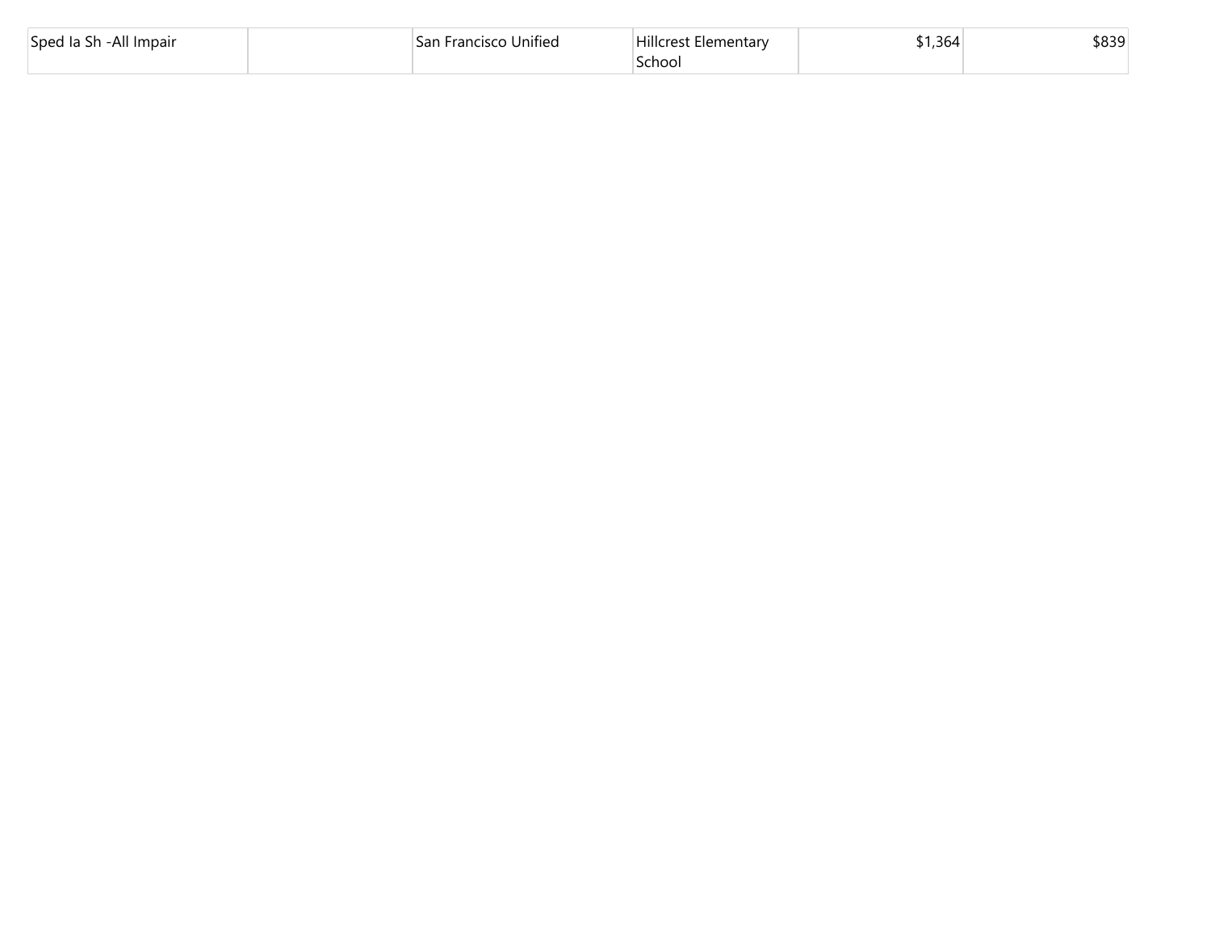| | | | | | |
|---|---|---|---|---|---|
| Sped Ia Sh -All Impair | | San Francisco Unified | Hillcrest Elementary School | $1,364 | $839 |